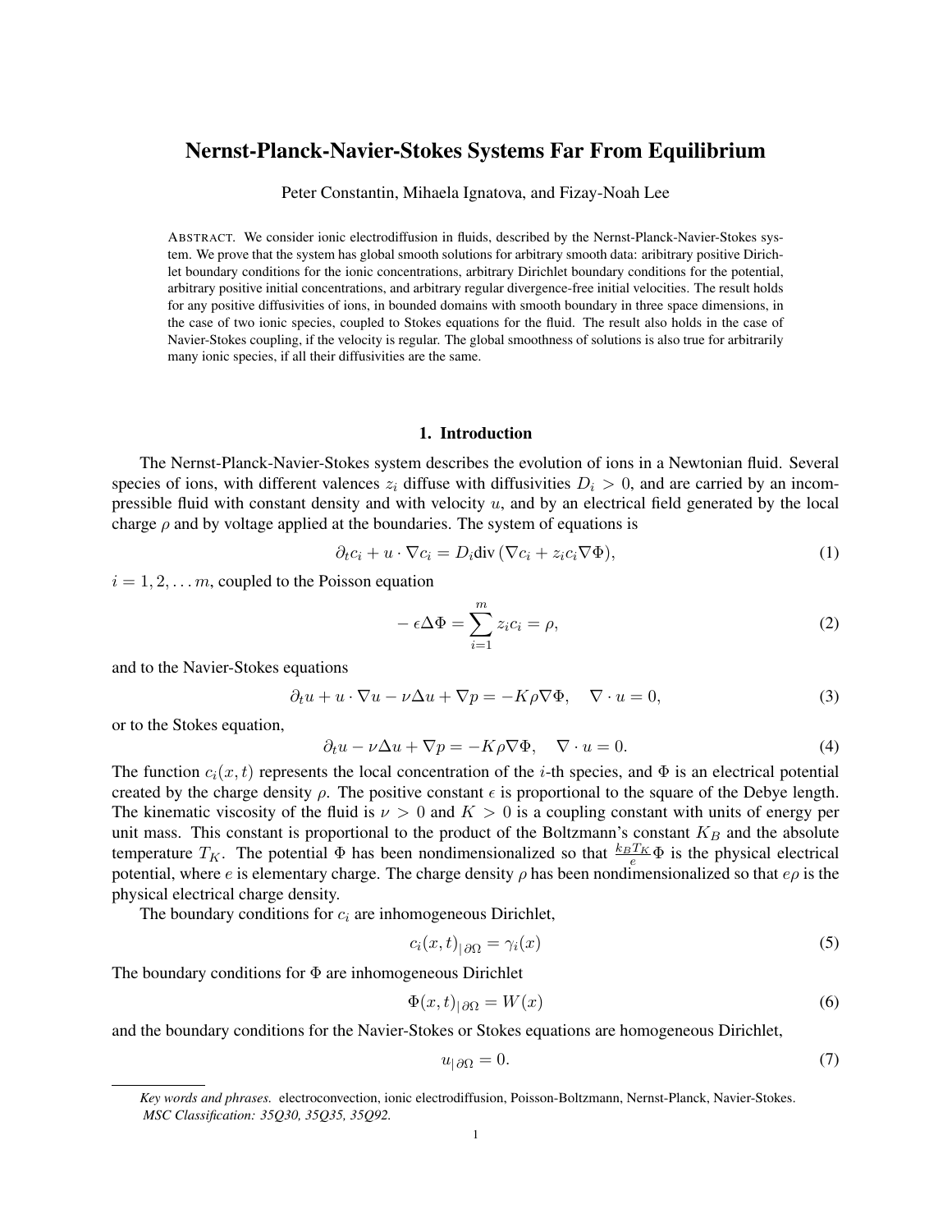# Nernst-Planck-Navier-Stokes Systems Far From Equilibrium

Peter Constantin, Mihaela Ignatova, and Fizay-Noah Lee

ABSTRACT. We consider ionic electrodiffusion in fluids, described by the Nernst-Planck-Navier-Stokes system. We prove that the system has global smooth solutions for arbitrary smooth data: aribitrary positive Dirichlet boundary conditions for the ionic concentrations, arbitrary Dirichlet boundary conditions for the potential, arbitrary positive initial concentrations, and arbitrary regular divergence-free initial velocities. The result holds for any positive diffusivities of ions, in bounded domains with smooth boundary in three space dimensions, in the case of two ionic species, coupled to Stokes equations for the fluid. The result also holds in the case of Navier-Stokes coupling, if the velocity is regular. The global smoothness of solutions is also true for arbitrarily many ionic species, if all their diffusivities are the same.

## 1. Introduction

The Nernst-Planck-Navier-Stokes system describes the evolution of ions in a Newtonian fluid. Several species of ions, with different valences $z_i$ diffuse with diffusivities $D_i > 0$, and are carried by an incompressible fluid with constant density and with velocity $u$, and by an electrical field generated by the local charge $\rho$ and by voltage applied at the boundaries. The system of equations is

$$\partial_t c_i + u \cdot \nabla c_i = D_i \mathrm{div}\,(\nabla c_i + z_i c_i \nabla \Phi), \tag{1}$$

$i = 1, 2, \dots m$, coupled to the Poisson equation

$$-\epsilon \Delta \Phi = \sum_{i=1}^{m} z_i c_i = \rho, \tag{2}$$

and to the Navier-Stokes equations

$$\partial_t u + u \cdot \nabla u - \nu \Delta u + \nabla p = -K \rho \nabla \Phi, \quad \nabla \cdot u = 0, \tag{3}$$

or to the Stokes equation,

$$\partial_t u - \nu \Delta u + \nabla p = -K \rho \nabla \Phi, \quad \nabla \cdot u = 0. \tag{4}$$

The function $c_i(x,t)$ represents the local concentration of the $i$-th species, and $\Phi$ is an electrical potential created by the charge density $\rho$. The positive constant $\epsilon$ is proportional to the square of the Debye length. The kinematic viscosity of the fluid is $\nu > 0$ and $K > 0$ is a coupling constant with units of energy per unit mass. This constant is proportional to the product of the Boltzmann's constant $K_B$ and the absolute temperature $T_K$. The potential $\Phi$ has been nondimensionalized so that $\frac{k_B T_K}{e}\Phi$ is the physical electrical potential, where $e$ is elementary charge. The charge density $\rho$ has been nondimensionalized so that $e\rho$ is the physical electrical charge density.

The boundary conditions for $c_i$ are inhomogeneous Dirichlet,

$$c_i(x,t)_{|\,\partial\Omega} = \gamma_i(x) \tag{5}$$

The boundary conditions for $\Phi$ are inhomogeneous Dirichlet

$$\Phi(x,t)_{|\,\partial\Omega} = W(x) \tag{6}$$

and the boundary conditions for the Navier-Stokes or Stokes equations are homogeneous Dirichlet,

$$u_{|\,\partial\Omega} = 0. \tag{7}$$

---

*Key words and phrases.* electroconvection, ionic electrodiffusion, Poisson-Boltzmann, Nernst-Planck, Navier-Stokes.
*MSC Classification: 35Q30, 35Q35, 35Q92.*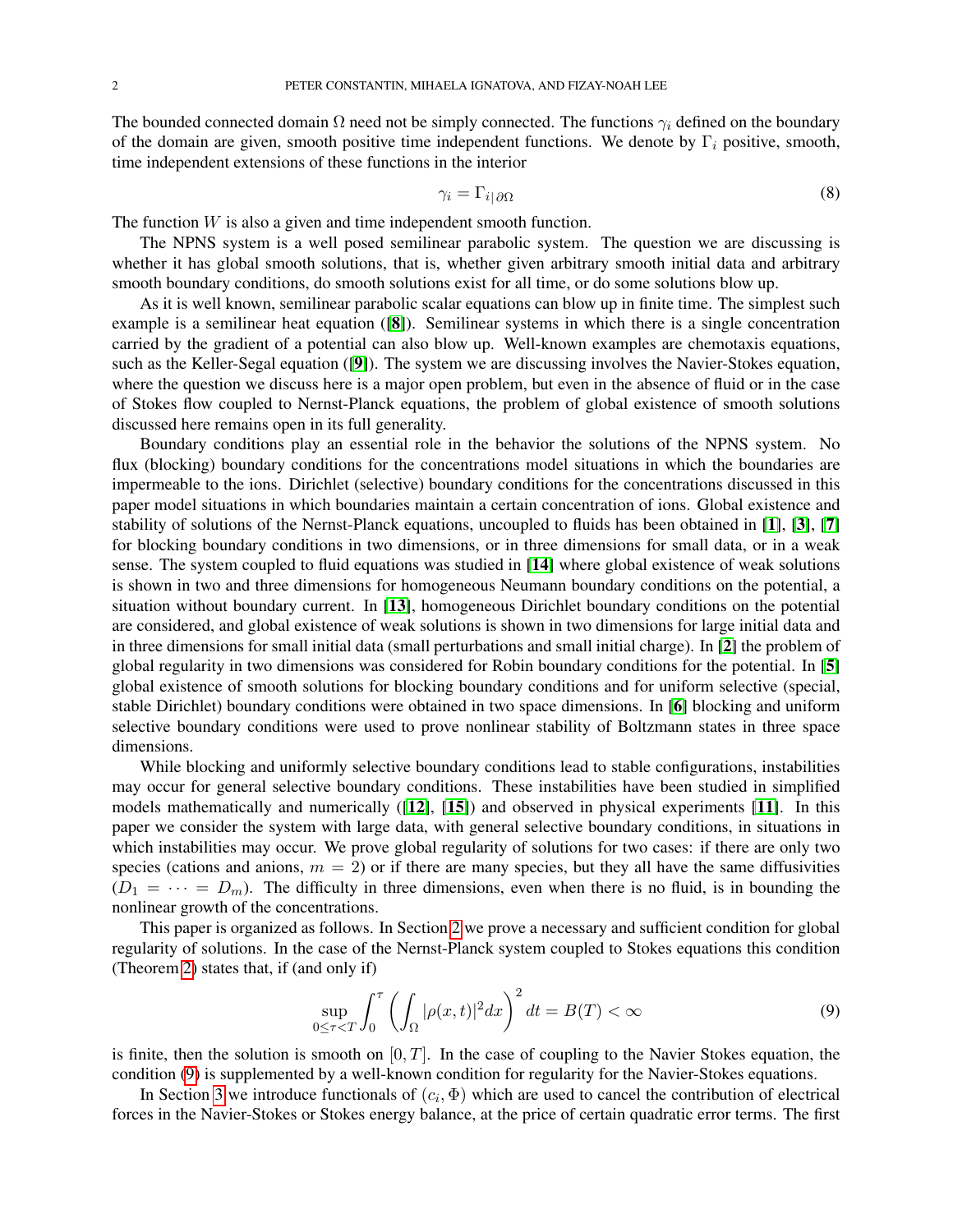The bounded connected domain $\Omega$ need not be simply connected. The functions $\gamma_i$ defined on the boundary of the domain are given, smooth positive time independent functions. We denote by $\Gamma_i$ positive, smooth, time independent extensions of these functions in the interior

$$
\gamma_i = \Gamma_{i|\partial\Omega} \tag{8}
$$

The function $W$ is also a given and time independent smooth function.

The NPNS system is a well posed semilinear parabolic system. The question we are discussing is whether it has global smooth solutions, that is, whether given arbitrary smooth initial data and arbitrary smooth boundary conditions, do smooth solutions exist for all time, or do some solutions blow up.

As it is well known, semilinear parabolic scalar equations can blow up in finite time. The simplest such example is a semilinear heat equation ([8]). Semilinear systems in which there is a single concentration carried by the gradient of a potential can also blow up. Well-known examples are chemotaxis equations, such as the Keller-Segal equation ([9]). The system we are discussing involves the Navier-Stokes equation, where the question we discuss here is a major open problem, but even in the absence of fluid or in the case of Stokes flow coupled to Nernst-Planck equations, the problem of global existence of smooth solutions discussed here remains open in its full generality.

Boundary conditions play an essential role in the behavior the solutions of the NPNS system. No flux (blocking) boundary conditions for the concentrations model situations in which the boundaries are impermeable to the ions. Dirichlet (selective) boundary conditions for the concentrations discussed in this paper model situations in which boundaries maintain a certain concentration of ions. Global existence and stability of solutions of the Nernst-Planck equations, uncoupled to fluids has been obtained in [1], [3], [7] for blocking boundary conditions in two dimensions, or in three dimensions for small data, or in a weak sense. The system coupled to fluid equations was studied in [14] where global existence of weak solutions is shown in two and three dimensions for homogeneous Neumann boundary conditions on the potential, a situation without boundary current. In [13], homogeneous Dirichlet boundary conditions on the potential are considered, and global existence of weak solutions is shown in two dimensions for large initial data and in three dimensions for small initial data (small perturbations and small initial charge). In [2] the problem of global regularity in two dimensions was considered for Robin boundary conditions for the potential. In [5] global existence of smooth solutions for blocking boundary conditions and for uniform selective (special, stable Dirichlet) boundary conditions were obtained in two space dimensions. In [6] blocking and uniform selective boundary conditions were used to prove nonlinear stability of Boltzmann states in three space dimensions.

While blocking and uniformly selective boundary conditions lead to stable configurations, instabilities may occur for general selective boundary conditions. These instabilities have been studied in simplified models mathematically and numerically ([12], [15]) and observed in physical experiments [11]. In this paper we consider the system with large data, with general selective boundary conditions, in situations in which instabilities may occur. We prove global regularity of solutions for two cases: if there are only two species (cations and anions, $m = 2$) or if there are many species, but they all have the same diffusivities ($D_1 = \cdots = D_m$). The difficulty in three dimensions, even when there is no fluid, is in bounding the nonlinear growth of the concentrations.

This paper is organized as follows. In Section 2 we prove a necessary and sufficient condition for global regularity of solutions. In the case of the Nernst-Planck system coupled to Stokes equations this condition (Theorem 2) states that, if (and only if)

$$
\sup_{0\le\tau<T}\int_0^{\tau}\left(\int_\Omega |\rho(x,t)|^2dx\right)^2 dt = B(T) < \infty \tag{9}
$$

is finite, then the solution is smooth on $[0,T]$. In the case of coupling to the Navier Stokes equation, the condition (9) is supplemented by a well-known condition for regularity for the Navier-Stokes equations.

In Section 3 we introduce functionals of $(c_i, \Phi)$ which are used to cancel the contribution of electrical forces in the Navier-Stokes or Stokes energy balance, at the price of certain quadratic error terms. The first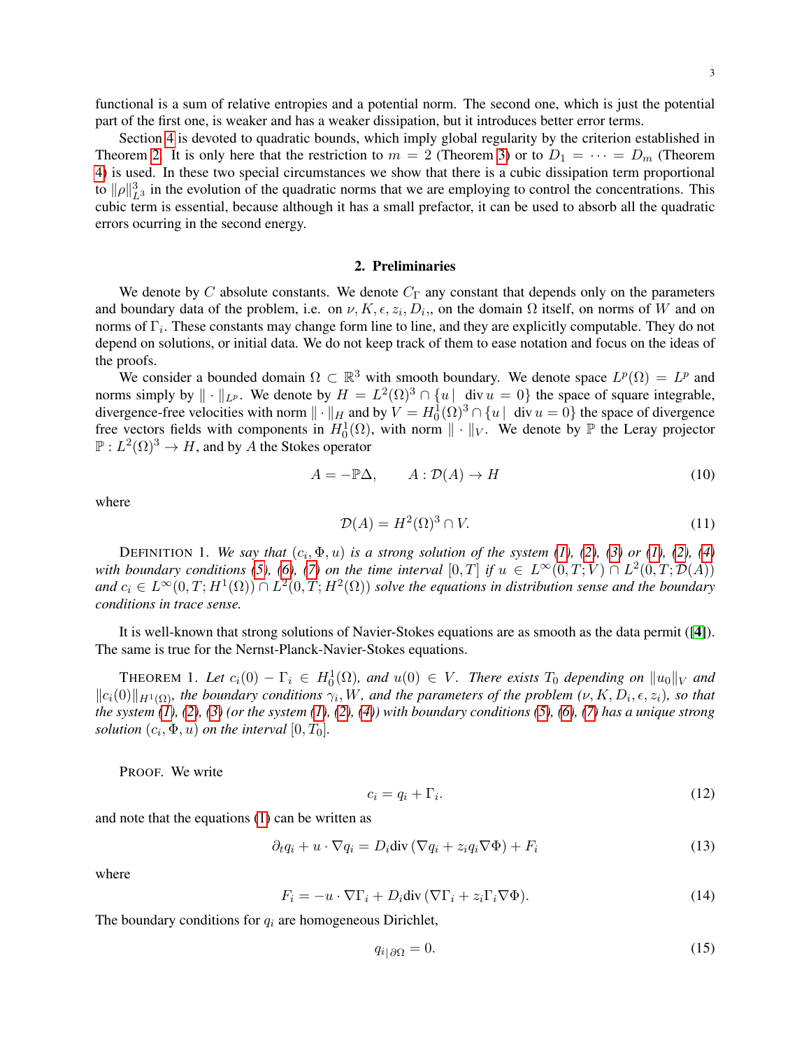functional is a sum of relative entropies and a potential norm. The second one, which is just the potential part of the first one, is weaker and has a weaker dissipation, but it introduces better error terms.

Section 4 is devoted to quadratic bounds, which imply global regularity by the criterion established in Theorem 2. It is only here that the restriction to $m = 2$ (Theorem 3) or to $D_1 = \cdots = D_m$ (Theorem 4) is used. In these two special circumstances we show that there is a cubic dissipation term proportional to $\|\rho\|_{L^3}^3$ in the evolution of the quadratic norms that we are employing to control the concentrations. This cubic term is essential, because although it has a small prefactor, it can be used to absorb all the quadratic errors ocurring in the second energy.

## 2. Preliminaries

We denote by $C$ absolute constants. We denote $C_\Gamma$ any constant that depends only on the parameters and boundary data of the problem, i.e. on $\nu, K, \epsilon, z_i, D_i$,, on the domain $\Omega$ itself, on norms of $W$ and on norms of $\Gamma_i$. These constants may change form line to line, and they are explicitly computable. They do not depend on solutions, or initial data. We do not keep track of them to ease notation and focus on the ideas of the proofs.

We consider a bounded domain $\Omega \subset \mathbb{R}^3$ with smooth boundary. We denote space $L^p(\Omega) = L^p$ and norms simply by $\|\cdot\|_{L^p}$. We denote by $H = L^2(\Omega)^3 \cap \{u \mid \ \operatorname{div} u = 0\}$ the space of square integrable, divergence-free velocities with norm $\|\cdot\|_H$ and by $V = H_0^1(\Omega)^3 \cap \{u \mid \ \operatorname{div} u = 0\}$ the space of divergence free vectors fields with components in $H_0^1(\Omega)$, with norm $\|\cdot\|_V$. We denote by $\mathbb{P}$ the Leray projector $\mathbb{P} : L^2(\Omega)^3 \to H$, and by $A$ the Stokes operator

$$A = -\mathbb{P}\Delta, \qquad A : \mathcal{D}(A) \to H \tag{10}$$

where

$$\mathcal{D}(A) = H^2(\Omega)^3 \cap V. \tag{11}$$

DEFINITION 1. *We say that $(c_i, \Phi, u)$ is a strong solution of the system (1), (2), (3) or (1), (2), (4) with boundary conditions (5), (6), (7) on the time interval $[0, T]$ if $u \in L^\infty(0, T; V) \cap L^2(0, T; \mathcal{D}(A))$ and $c_i \in L^\infty(0, T; H^1(\Omega)) \cap L^2(0, T; H^2(\Omega))$ solve the equations in distribution sense and the boundary conditions in trace sense.*

It is well-known that strong solutions of Navier-Stokes equations are as smooth as the data permit ([4]). The same is true for the Nernst-Planck-Navier-Stokes equations.

THEOREM 1. *Let $c_i(0) - \Gamma_i \in H_0^1(\Omega)$, and $u(0) \in V$. There exists $T_0$ depending on $\|u_0\|_V$ and $\|c_i(0)\|_{H^1(\Omega)}$, the boundary conditions $\gamma_i, W$, and the parameters of the problem ($\nu, K, D_i, \epsilon, z_i$), so that the system (1), (2), (3) (or the system (1), (2), (4)) with boundary conditions (5), (6), (7) has a unique strong solution $(c_i, \Phi, u)$ on the interval $[0, T_0]$.*

PROOF. We write

$$c_i = q_i + \Gamma_i. \tag{12}$$

and note that the equations (1) can be written as

$$\partial_t q_i + u \cdot \nabla q_i = D_i \operatorname{div}\left(\nabla q_i + z_i q_i \nabla \Phi\right) + F_i \tag{13}$$

where

$$F_i = -u \cdot \nabla \Gamma_i + D_i \operatorname{div}\left(\nabla \Gamma_i + z_i \Gamma_i \nabla \Phi\right). \tag{14}$$

The boundary conditions for $q_i$ are homogeneous Dirichlet,

$$q_{i|\partial\Omega} = 0. \tag{15}$$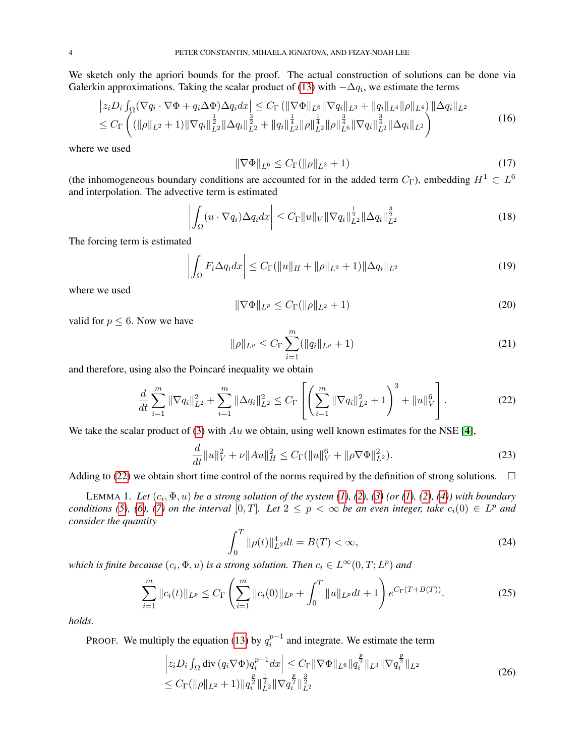We sketch only the apriori bounds for the proof. The actual construction of solutions can be done via Galerkin approximations. Taking the scalar product of (13) with $-\Delta q_i$, we estimate the terms

$$
\begin{array}{l}
\left|z_iD_i\int_{\Omega}(\nabla q_i\cdot\nabla\Phi + q_i\Delta\Phi)\Delta q_i dx\right| \le C_{\Gamma}\left(\|\nabla\Phi\|_{L^6}\|\nabla q_i\|_{L^3} + \|q_i\|_{L^4}\|\rho\|_{L^4}\right)\|\Delta q_i\|_{L^2}\\
\le C_{\Gamma}\left((\|\rho\|_{L^2}+1)\|\nabla q_i\|_{L^2}^{\frac{1}{2}}\|\Delta q_i\|_{L^2}^{\frac{3}{2}} + \|q_i\|_{L^2}^{\frac14}\|\rho\|_{L^2}^{\frac14}\|\rho\|_{L^6}^{\frac34}\|\nabla q_i\|_{L^2}^{\frac34}\|\Delta q_i\|_{L^2}\right)
\end{array}
\tag{16}
$$

where we used

$$
\|\nabla\Phi\|_{L^6} \le C_{\Gamma}(\|\rho\|_{L^2}+1) \tag{17}
$$

(the inhomogeneous boundary conditions are accounted for in the added term $C_{\Gamma}$), embedding $H^1\subset L^6$ and interpolation. The advective term is estimated

$$
\left|\int_{\Omega}(u\cdot\nabla q_i)\Delta q_i dx\right| \le C_{\Gamma}\|u\|_V\|\nabla q_i\|_{L^2}^{\frac12}\|\Delta q_i\|_{L^2}^{\frac32} \tag{18}
$$

The forcing term is estimated

$$
\left|\int_{\Omega}F_i\Delta q_i dx\right| \le C_{\Gamma}(\|u\|_H + \|\rho\|_{L^2}+1)\|\Delta q_i\|_{L^2} \tag{19}
$$

where we used

$$
\|\nabla\Phi\|_{L^p} \le C_{\Gamma}(\|\rho\|_{L^2}+1) \tag{20}
$$

valid for $p\le 6$. Now we have

$$
\|\rho\|_{L^p} \le C_{\Gamma}\sum_{i=1}^m(\|q_i\|_{L^p}+1) \tag{21}
$$

and therefore, using also the Poincaré inequality we obtain

$$
\frac{d}{dt}\sum_{i=1}^m\|\nabla q_i\|_{L^2}^2 + \sum_{i=1}^m\|\Delta q_i\|_{L^2}^2 \le C_{\Gamma}\left[\left(\sum_{i=1}^m\|\nabla q_i\|_{L^2}^2+1\right)^3 + \|u\|_V^6\right]. \tag{22}
$$

We take the scalar product of (3) with $Au$ we obtain, using well known estimates for the NSE [4],

$$
\frac{d}{dt}\|u\|_V^2 + \nu\|Au\|_H^2 \le C_{\Gamma}(\|u\|_V^6 + \|\rho\nabla\Phi\|_{L^2}^2). \tag{23}
$$

Adding to (22) we obtain short time control of the norms required by the definition of strong solutions. □

LEMMA 1. *Let $(c_i,\Phi,u)$ be a strong solution of the system (1), (2), (3) (or (1), (2), (4)) with boundary conditions (5), (6), (7) on the interval $[0,T]$. Let $2\le p<\infty$ be an even integer, take $c_i(0)\in L^p$ and consider the quantity*

$$
\int_0^T\|\rho(t)\|_{L^2}^4 dt = B(T) < \infty, \tag{24}
$$

*which is finite because $(c_i,\Phi,u)$ is a strong solution. Then $c_i\in L^{\infty}(0,T;L^p)$ and*

$$
\sum_{i=1}^m\|c_i(t)\|_{L^p} \le C_{\Gamma}\left(\sum_{i=1}^m\|c_i(0)\|_{L^p} + \int_0^T\|u\|_{L^p}dt + 1\right)e^{C_{\Gamma}(T+B(T))}. \tag{25}
$$

*holds.*

PROOF. We multiply the equation (13) by $q_i^{p-1}$ and integrate. We estimate the term

$$
\begin{array}{l}
\left|z_iD_i\int_{\Omega}\operatorname{div}(q_i\nabla\Phi)q_i^{p-1}dx\right| \le C_{\Gamma}\|\nabla\Phi\|_{L^6}\|q_i^{\frac p2}\|_{L^3}\|\nabla q_i^{\frac p2}\|_{L^2}\\
\le C_{\Gamma}(\|\rho\|_{L^2}+1)\|q_i^{\frac p2}\|_{L^2}^{\frac12}\|\nabla q_i^{\frac p2}\|_{L^2}^{\frac32}
\end{array}
\tag{26}
$$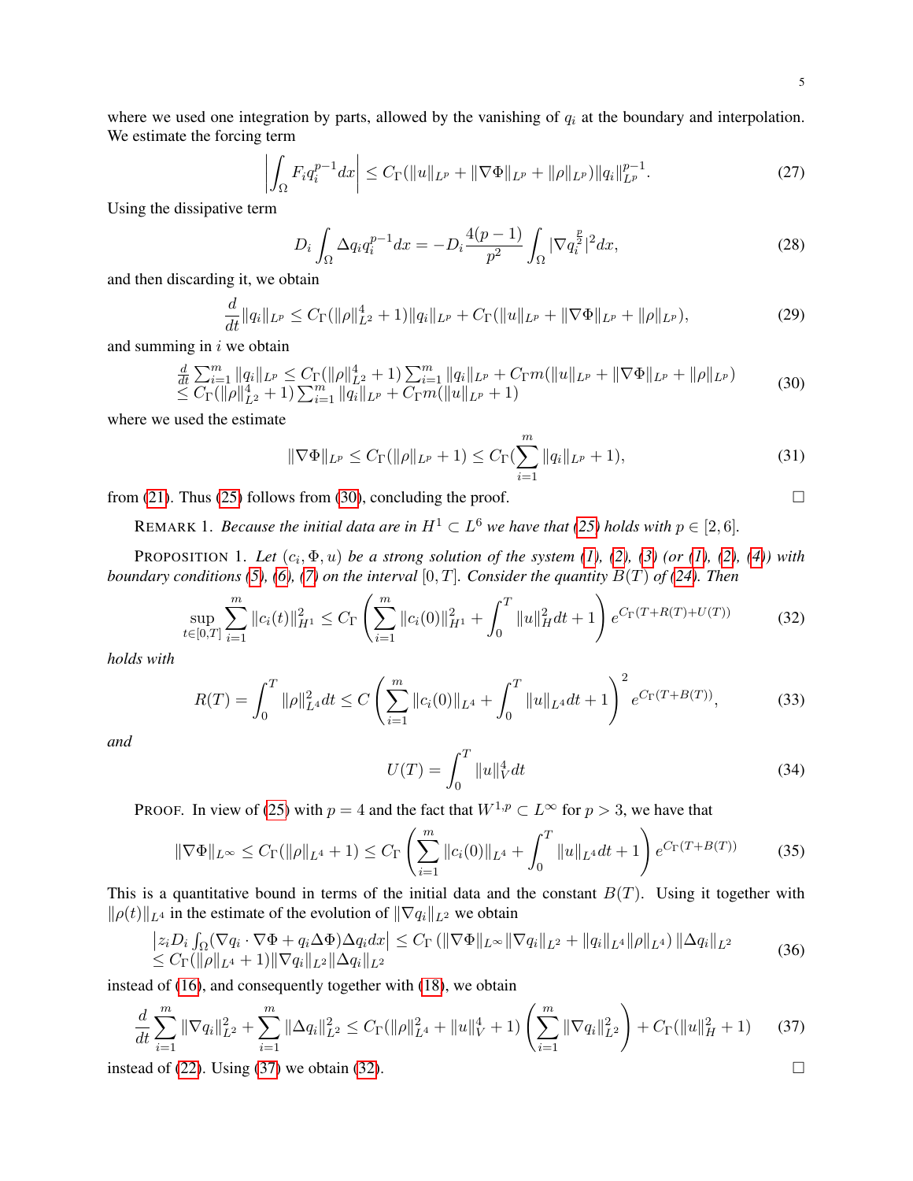where we used one integration by parts, allowed by the vanishing of $q_i$ at the boundary and interpolation. We estimate the forcing term

$$\left|\int_\Omega F_i q_i^{p-1} dx\right| \le C_\Gamma(\|u\|_{L^p} + \|\nabla\Phi\|_{L^p} + \|\rho\|_{L^p})\|q_i\|_{L^p}^{p-1}. \tag{27}$$

Using the dissipative term

$$D_i \int_\Omega \Delta q_i q_i^{p-1} dx = -D_i \frac{4(p-1)}{p^2}\int_\Omega |\nabla q_i^{\frac{p}{2}}|^2 dx, \tag{28}$$

and then discarding it, we obtain

$$\frac{d}{dt}\|q_i\|_{L^p} \le C_\Gamma(\|\rho\|_{L^2}^4 + 1)\|q_i\|_{L^p} + C_\Gamma(\|u\|_{L^p} + \|\nabla\Phi\|_{L^p} + \|\rho\|_{L^p}), \tag{29}$$

and summing in $i$ we obtain

$$\begin{aligned} &\tfrac{d}{dt}\textstyle\sum_{i=1}^m \|q_i\|_{L^p} \le C_\Gamma(\|\rho\|_{L^2}^4 + 1)\sum_{i=1}^m \|q_i\|_{L^p} + C_\Gamma m(\|u\|_{L^p} + \|\nabla\Phi\|_{L^p} + \|\rho\|_{L^p}) \\ &\le C_\Gamma(\|\rho\|_{L^2}^4 + 1)\textstyle\sum_{i=1}^m \|q_i\|_{L^p} + C_\Gamma m(\|u\|_{L^p} + 1) \end{aligned} \tag{30}$$

where we used the estimate

$$\|\nabla\Phi\|_{L^p} \le C_\Gamma(\|\rho\|_{L^p} + 1) \le C_\Gamma(\sum_{i=1}^m \|q_i\|_{L^p} + 1), \tag{31}$$

from (21). Thus (25) follows from (30), concluding the proof. $\square$

REMARK 1. *Because the initial data are in $H^1 \subset L^6$ we have that (25) holds with $p \in [2,6]$.*

PROPOSITION 1. *Let $(c_i, \Phi, u)$ be a strong solution of the system (1), (2), (3) (or (1), (2), (4)) with boundary conditions (5), (6), (7) on the interval $[0,T]$. Consider the quantity $B(T)$ of (24). Then*

$$\sup_{t\in[0,T]} \sum_{i=1}^m \|c_i(t)\|_{H^1}^2 \le C_\Gamma\left(\sum_{i=1}^m \|c_i(0)\|_{H^1}^2 + \int_0^T \|u\|_H^2 dt + 1\right) e^{C_\Gamma(T + R(T) + U(T))} \tag{32}$$

*holds with*

$$R(T) = \int_0^T \|\rho\|_{L^4}^2 dt \le C\left(\sum_{i=1}^m \|c_i(0)\|_{L^4} + \int_0^T \|u\|_{L^4} dt + 1\right)^2 e^{C_\Gamma(T + B(T))}, \tag{33}$$

*and*

$$U(T) = \int_0^T \|u\|_V^4 dt \tag{34}$$

PROOF. In view of (25) with $p = 4$ and the fact that $W^{1,p} \subset L^\infty$ for $p > 3$, we have that

$$\|\nabla\Phi\|_{L^\infty} \le C_\Gamma(\|\rho\|_{L^4} + 1) \le C_\Gamma\left(\sum_{i=1}^m \|c_i(0)\|_{L^4} + \int_0^T \|u\|_{L^4} dt + 1\right) e^{C_\Gamma(T + B(T))} \tag{35}$$

This is a quantitative bound in terms of the initial data and the constant $B(T)$. Using it together with $\|\rho(t)\|_{L^4}$ in the estimate of the evolution of $\|\nabla q_i\|_{L^2}$ we obtain

$$\begin{aligned} &\left|z_i D_i \textstyle\int_\Omega (\nabla q_i \cdot \nabla\Phi + q_i\Delta\Phi)\Delta q_i dx\right| \le C_\Gamma\left(\|\nabla\Phi\|_{L^\infty}\|\nabla q_i\|_{L^2} + \|q_i\|_{L^4}\|\rho\|_{L^4}\right)\|\Delta q_i\|_{L^2} \\ &\le C_\Gamma(\|\rho\|_{L^4} + 1)\|\nabla q_i\|_{L^2}\|\Delta q_i\|_{L^2} \end{aligned} \tag{36}$$

instead of (16), and consequently together with (18), we obtain

$$\frac{d}{dt}\sum_{i=1}^m \|\nabla q_i\|_{L^2}^2 + \sum_{i=1}^m \|\Delta q_i\|_{L^2}^2 \le C_\Gamma(\|\rho\|_{L^4}^2 + \|u\|_V^4 + 1)\left(\sum_{i=1}^m \|\nabla q_i\|_{L^2}^2\right) + C_\Gamma(\|u\|_H^2 + 1) \tag{37}$$

instead of (22). Using (37) we obtain (32). $\square$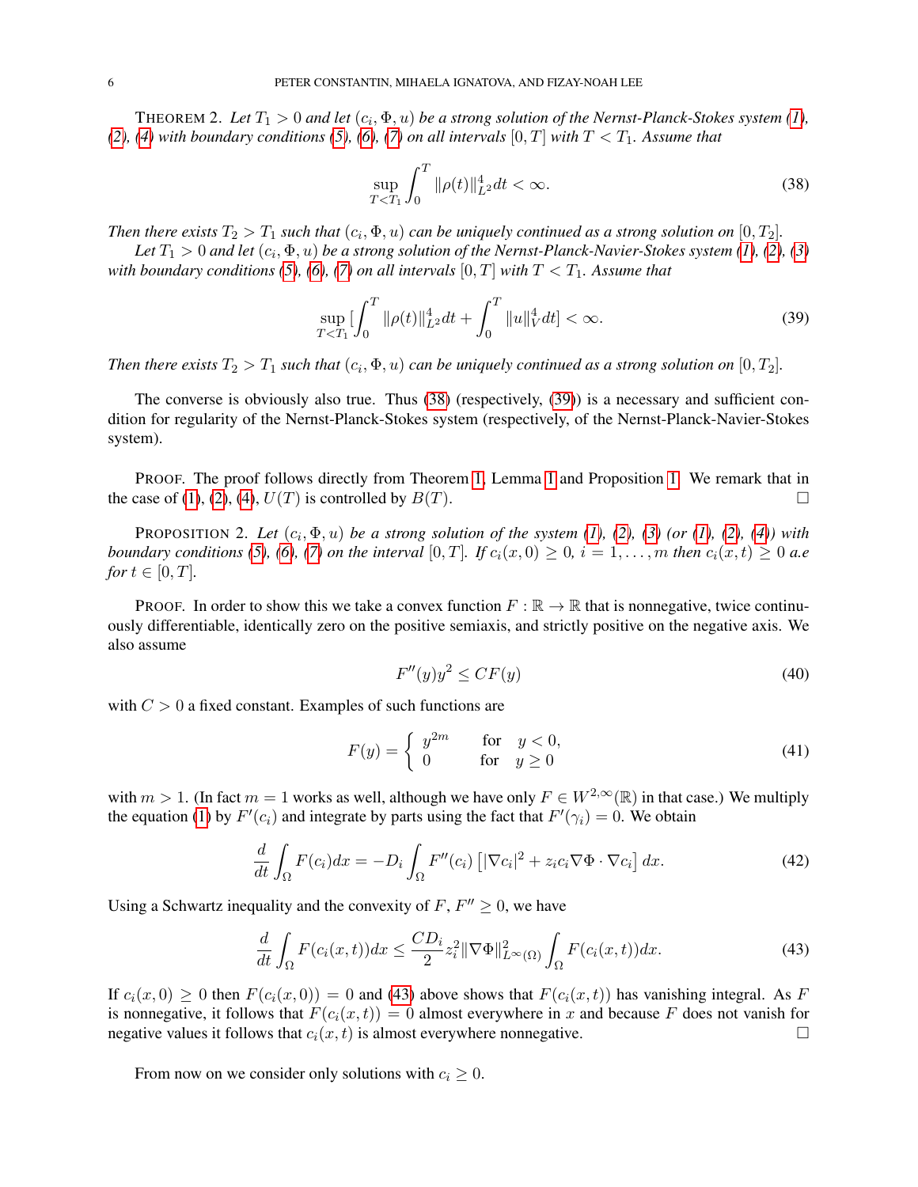THEOREM 2. *Let $T_1 > 0$ and let $(c_i, \Phi, u)$ be a strong solution of the Nernst-Planck-Stokes system (1), (2), (4) with boundary conditions (5), (6), (7) on all intervals $[0, T]$ with $T < T_1$. Assume that*

$$\sup_{T<T_1} \int_0^T \|\rho(t)\|_{L^2}^4 dt < \infty. \tag{38}$$

*Then there exists $T_2 > T_1$ such that $(c_i, \Phi, u)$ can be uniquely continued as a strong solution on $[0, T_2]$.*

*Let $T_1 > 0$ and let $(c_i, \Phi, u)$ be a strong solution of the Nernst-Planck-Navier-Stokes system (1), (2), (3) with boundary conditions (5), (6), (7) on all intervals $[0, T]$ with $T < T_1$. Assume that*

$$\sup_{T<T_1} [\int_0^T \|\rho(t)\|_{L^2}^4 dt + \int_0^T \|u\|_V^4 dt] < \infty. \tag{39}$$

*Then there exists $T_2 > T_1$ such that $(c_i, \Phi, u)$ can be uniquely continued as a strong solution on $[0, T_2]$.*

The converse is obviously also true. Thus (38) (respectively, (39)) is a necessary and sufficient condition for regularity of the Nernst-Planck-Stokes system (respectively, of the Nernst-Planck-Navier-Stokes system).

PROOF. The proof follows directly from Theorem 1, Lemma 1 and Proposition 1. We remark that in the case of (1), (2), (4), $U(T)$ is controlled by $B(T)$. $\square$

PROPOSITION 2. *Let $(c_i, \Phi, u)$ be a strong solution of the system (1), (2), (3) (or (1), (2), (4)) with boundary conditions (5), (6), (7) on the interval $[0, T]$. If $c_i(x, 0) \geq 0$, $i = 1, \ldots, m$ then $c_i(x, t) \geq 0$ a.e for $t \in [0, T]$.*

PROOF. In order to show this we take a convex function $F : \mathbb{R} \to \mathbb{R}$ that is nonnegative, twice continuously differentiable, identically zero on the positive semiaxis, and strictly positive on the negative axis. We also assume

$$F''(y)y^2 \leq CF(y) \tag{40}$$

with $C > 0$ a fixed constant. Examples of such functions are

$$F(y) = \begin{cases} y^{2m} & \text{for} \quad y < 0, \\ 0 & \text{for} \quad y \geq 0 \end{cases} \tag{41}$$

with $m > 1$. (In fact $m = 1$ works as well, although we have only $F \in W^{2,\infty}(\mathbb{R})$ in that case.) We multiply the equation (1) by $F'(c_i)$ and integrate by parts using the fact that $F'(\gamma_i) = 0$. We obtain

$$\frac{d}{dt} \int_\Omega F(c_i) dx = -D_i \int_\Omega F''(c_i) \left[ |\nabla c_i|^2 + z_i c_i \nabla \Phi \cdot \nabla c_i \right] dx. \tag{42}$$

Using a Schwartz inequality and the convexity of $F$, $F'' \geq 0$, we have

$$\frac{d}{dt} \int_\Omega F(c_i(x, t)) dx \leq \frac{CD_i}{2} z_i^2 \|\nabla \Phi\|_{L^\infty(\Omega)}^2 \int_\Omega F(c_i(x, t)) dx. \tag{43}$$

If $c_i(x, 0) \geq 0$ then $F(c_i(x, 0)) = 0$ and (43) above shows that $F(c_i(x, t))$ has vanishing integral. As $F$ is nonnegative, it follows that $F(c_i(x, t)) = 0$ almost everywhere in $x$ and because $F$ does not vanish for negative values it follows that $c_i(x, t)$ is almost everywhere nonnegative. $\square$

From now on we consider only solutions with $c_i \geq 0$.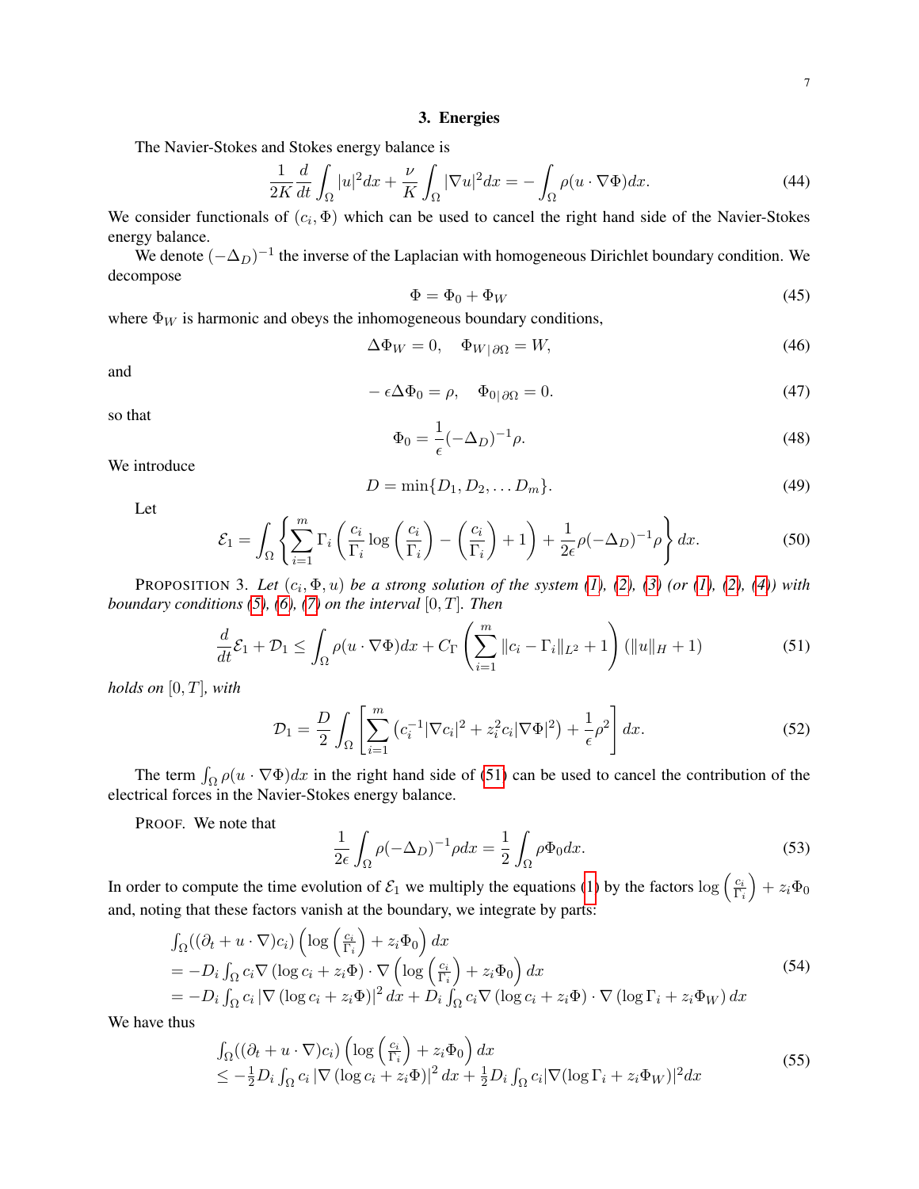## 3. Energies

The Navier-Stokes and Stokes energy balance is

$$\frac{1}{2K}\frac{d}{dt}\int_{\Omega}|u|^2dx + \frac{\nu}{K}\int_{\Omega}|\nabla u|^2dx = -\int_{\Omega}\rho(u\cdot\nabla\Phi)dx. \tag{44}$$

We consider functionals of $(c_i, \Phi)$ which can be used to cancel the right hand side of the Navier-Stokes energy balance.

We denote $(-\Delta_D)^{-1}$ the inverse of the Laplacian with homogeneous Dirichlet boundary condition. We decompose

$$\Phi = \Phi_0 + \Phi_W \tag{45}$$

where $\Phi_W$ is harmonic and obeys the inhomogeneous boundary conditions,

$$\Delta\Phi_W = 0, \quad \Phi_{W|\partial\Omega} = W, \tag{46}$$

and

$$-\epsilon\Delta\Phi_0 = \rho, \quad \Phi_{0|\partial\Omega} = 0. \tag{47}$$

so that

$$\Phi_0 = \frac{1}{\epsilon}(-\Delta_D)^{-1}\rho. \tag{48}$$

We introduce

$$D = \min\{D_1, D_2, \dots D_m\}. \tag{49}$$

Let

$$\mathcal{E}_1 = \int_{\Omega}\left\{\sum_{i=1}^m \Gamma_i\left(\frac{c_i}{\Gamma_i}\log\left(\frac{c_i}{\Gamma_i}\right) - \left(\frac{c_i}{\Gamma_i}\right) + 1\right) + \frac{1}{2\epsilon}\rho(-\Delta_D)^{-1}\rho\right\}dx. \tag{50}$$

PROPOSITION 3. *Let $(c_i, \Phi, u)$ be a strong solution of the system (1), (2), (3) (or (1), (2), (4)) with boundary conditions (5), (6), (7) on the interval $[0, T]$. Then*

$$\frac{d}{dt}\mathcal{E}_1 + \mathcal{D}_1 \le \int_{\Omega}\rho(u\cdot\nabla\Phi)dx + C_{\Gamma}\left(\sum_{i=1}^m\|c_i - \Gamma_i\|_{L^2} + 1\right)(\|u\|_H + 1) \tag{51}$$

*holds on $[0, T]$, with*

$$\mathcal{D}_1 = \frac{D}{2}\int_{\Omega}\left[\sum_{i=1}^m\left(c_i^{-1}|\nabla c_i|^2 + z_i^2c_i|\nabla\Phi|^2\right) + \frac{1}{\epsilon}\rho^2\right]dx. \tag{52}$$

The term $\int_{\Omega}\rho(u\cdot\nabla\Phi)dx$ in the right hand side of (51) can be used to cancel the contribution of the electrical forces in the Navier-Stokes energy balance.

PROOF. We note that

$$\frac{1}{2\epsilon}\int_{\Omega}\rho(-\Delta_D)^{-1}\rho dx = \frac{1}{2}\int_{\Omega}\rho\Phi_0dx. \tag{53}$$

In order to compute the time evolution of $\mathcal{E}_1$ we multiply the equations (1) by the factors $\log\left(\frac{c_i}{\Gamma_i}\right) + z_i\Phi_0$ and, noting that these factors vanish at the boundary, we integrate by parts:

$$\begin{array}{l}\int_{\Omega}((\partial_t + u\cdot\nabla)c_i)\left(\log\left(\frac{c_i}{\Gamma_i}\right) + z_i\Phi_0\right)dx \\ = -D_i\int_{\Omega}c_i\nabla\left(\log c_i + z_i\Phi\right)\cdot\nabla\left(\log\left(\frac{c_i}{\Gamma_i}\right) + z_i\Phi_0\right)dx \\ = -D_i\int_{\Omega}c_i\left|\nabla\left(\log c_i + z_i\Phi\right)\right|^2dx + D_i\int_{\Omega}c_i\nabla\left(\log c_i + z_i\Phi\right)\cdot\nabla\left(\log\Gamma_i + z_i\Phi_W\right)dx\end{array} \tag{54}$$

We have thus

$$\begin{array}{l}\int_{\Omega}((\partial_t + u\cdot\nabla)c_i)\left(\log\left(\frac{c_i}{\Gamma_i}\right) + z_i\Phi_0\right)dx \\ \le -\frac{1}{2}D_i\int_{\Omega}c_i\left|\nabla\left(\log c_i + z_i\Phi\right)\right|^2dx + \frac{1}{2}D_i\int_{\Omega}c_i|\nabla(\log\Gamma_i + z_i\Phi_W)|^2dx\end{array} \tag{55}$$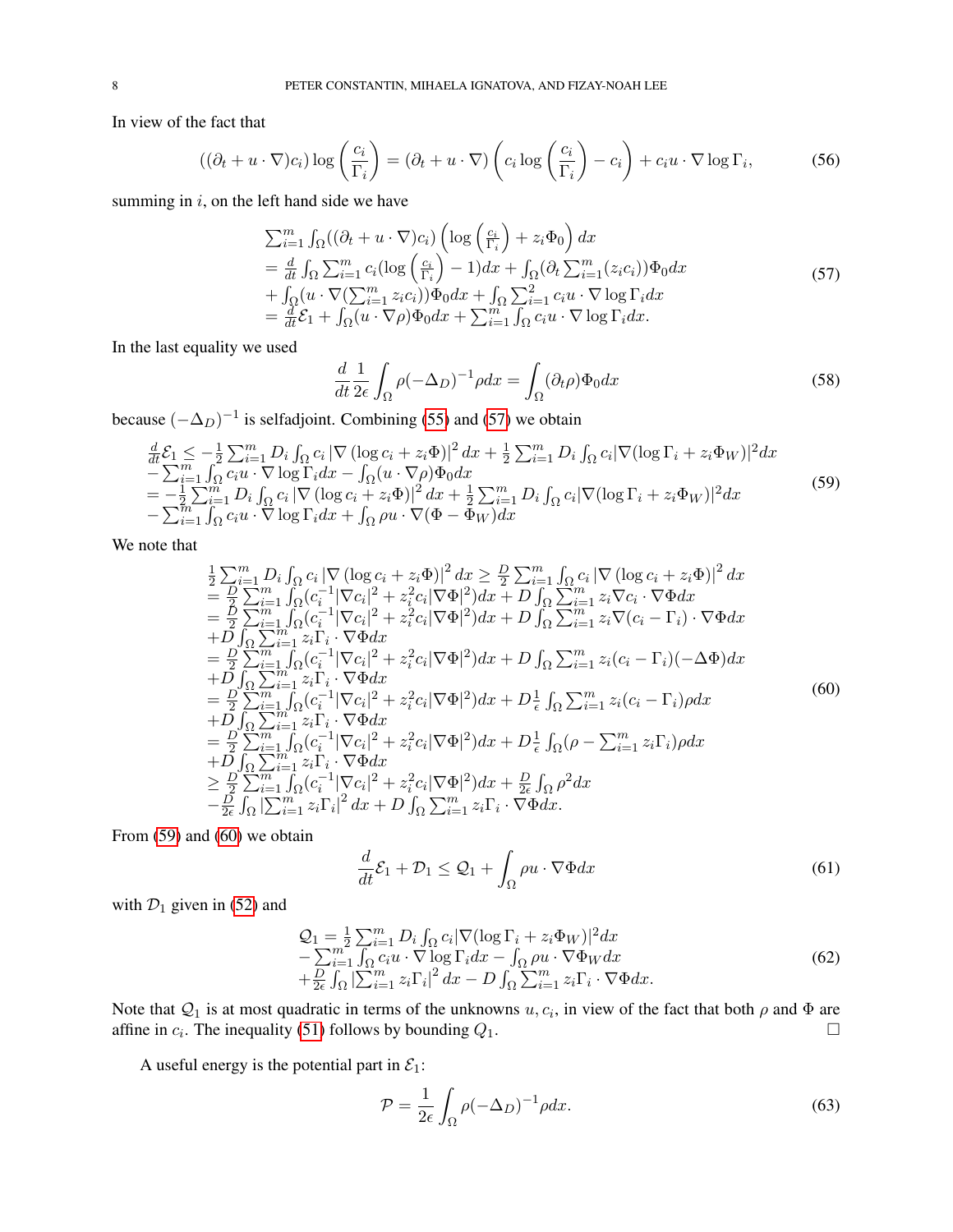In view of the fact that

$$
((\partial_t + u\cdot\nabla)c_i)\log\left(\frac{c_i}{\Gamma_i}\right) = (\partial_t + u\cdot\nabla)\left(c_i\log\left(\frac{c_i}{\Gamma_i}\right) - c_i\right) + c_i u\cdot\nabla\log\Gamma_i, \tag{56}
$$

summing in $i$, on the left hand side we have

$$
\begin{array}{l}
\sum_{i=1}^m\int_\Omega((\partial_t + u\cdot\nabla)c_i)\left(\log\left(\frac{c_i}{\Gamma_i}\right) + z_i\Phi_0\right)dx\\
= \frac{d}{dt}\int_\Omega\sum_{i=1}^m c_i(\log\left(\frac{c_i}{\Gamma_i}\right) - 1)dx + \int_\Omega(\partial_t\sum_{i=1}^m(z_ic_i))\Phi_0 dx\\
+\int_\Omega(u\cdot\nabla(\sum_{i=1}^m z_ic_i))\Phi_0 dx + \int_\Omega\sum_{i=1}^2 c_iu\cdot\nabla\log\Gamma_i dx\\
= \frac{d}{dt}\mathcal{E}_1 + \int_\Omega(u\cdot\nabla\rho)\Phi_0 dx + \sum_{i=1}^m\int_\Omega c_iu\cdot\nabla\log\Gamma_i dx.
\end{array} \tag{57}
$$

In the last equality we used

$$
\frac{d}{dt}\frac{1}{2\epsilon}\int_\Omega\rho(-\Delta_D)^{-1}\rho dx = \int_\Omega(\partial_t\rho)\Phi_0 dx \tag{58}
$$

because $(-\Delta_D)^{-1}$ is selfadjoint. Combining (55) and (57) we obtain

$$
\begin{array}{l}
\frac{d}{dt}\mathcal{E}_1 \le -\frac{1}{2}\sum_{i=1}^m D_i\int_\Omega c_i\left|\nabla\left(\log c_i + z_i\Phi\right)\right|^2 dx + \frac{1}{2}\sum_{i=1}^m D_i\int_\Omega c_i|\nabla(\log\Gamma_i + z_i\Phi_W)|^2dx\\
-\sum_{i=1}^m\int_\Omega c_iu\cdot\nabla\log\Gamma_i dx - \int_\Omega(u\cdot\nabla\rho)\Phi_0 dx\\
= -\frac{1}{2}\sum_{i=1}^m D_i\int_\Omega c_i\left|\nabla\left(\log c_i + z_i\Phi\right)\right|^2 dx + \frac{1}{2}\sum_{i=1}^m D_i\int_\Omega c_i|\nabla(\log\Gamma_i + z_i\Phi_W)|^2dx\\
-\sum_{i=1}^m\int_\Omega c_iu\cdot\nabla\log\Gamma_i dx + \int_\Omega \rho u\cdot\nabla(\Phi - \Phi_W)dx
\end{array} \tag{59}
$$

We note that

$$
\begin{array}{l}
\frac{1}{2}\sum_{i=1}^m D_i\int_\Omega c_i\left|\nabla\left(\log c_i + z_i\Phi\right)\right|^2 dx \ge \frac{D}{2}\sum_{i=1}^m\int_\Omega c_i\left|\nabla\left(\log c_i + z_i\Phi\right)\right|^2 dx\\
= \frac{D}{2}\sum_{i=1}^m\int_\Omega(c_i^{-1}|\nabla c_i|^2 + z_i^2c_i|\nabla\Phi|^2)dx + D\int_\Omega\sum_{i=1}^m z_i\nabla c_i\cdot\nabla\Phi dx\\
= \frac{D}{2}\sum_{i=1}^m\int_\Omega(c_i^{-1}|\nabla c_i|^2 + z_i^2c_i|\nabla\Phi|^2)dx + D\int_\Omega\sum_{i=1}^m z_i\nabla(c_i - \Gamma_i)\cdot\nabla\Phi dx\\
+D\int_\Omega\sum_{i=1}^m z_i\Gamma_i\cdot\nabla\Phi dx\\
= \frac{D}{2}\sum_{i=1}^m\int_\Omega(c_i^{-1}|\nabla c_i|^2 + z_i^2c_i|\nabla\Phi|^2)dx + D\int_\Omega\sum_{i=1}^m z_i(c_i - \Gamma_i)(-\Delta\Phi)dx\\
+D\int_\Omega\sum_{i=1}^m z_i\Gamma_i\cdot\nabla\Phi dx\\
= \frac{D}{2}\sum_{i=1}^m\int_\Omega(c_i^{-1}|\nabla c_i|^2 + z_i^2c_i|\nabla\Phi|^2)dx + D\frac{1}{\epsilon}\int_\Omega\sum_{i=1}^m z_i(c_i - \Gamma_i)\rho dx\\
+D\int_\Omega\sum_{i=1}^m z_i\Gamma_i\cdot\nabla\Phi dx\\
= \frac{D}{2}\sum_{i=1}^m\int_\Omega(c_i^{-1}|\nabla c_i|^2 + z_i^2c_i|\nabla\Phi|^2)dx + D\frac{1}{\epsilon}\int_\Omega(\rho - \sum_{i=1}^m z_i\Gamma_i)\rho dx\\
+D\int_\Omega\sum_{i=1}^m z_i\Gamma_i\cdot\nabla\Phi dx\\
\ge \frac{D}{2}\sum_{i=1}^m\int_\Omega(c_i^{-1}|\nabla c_i|^2 + z_i^2c_i|\nabla\Phi|^2)dx + \frac{D}{2\epsilon}\int_\Omega\rho^2 dx\\
-\frac{D}{2\epsilon}\int_\Omega\left|\sum_{i=1}^m z_i\Gamma_i\right|^2 dx + D\int_\Omega\sum_{i=1}^m z_i\Gamma_i\cdot\nabla\Phi dx.
\end{array} \tag{60}
$$

From (59) and (60) we obtain

$$
\frac{d}{dt}\mathcal{E}_1 + \mathcal{D}_1 \le \mathcal{Q}_1 + \int_\Omega\rho u\cdot\nabla\Phi dx \tag{61}
$$

with $\mathcal{D}_1$ given in (52) and

$$
\begin{array}{l}
\mathcal{Q}_1 = \frac{1}{2}\sum_{i=1}^m D_i\int_\Omega c_i|\nabla(\log\Gamma_i + z_i\Phi_W)|^2dx\\
-\sum_{i=1}^m\int_\Omega c_iu\cdot\nabla\log\Gamma_i dx - \int_\Omega\rho u\cdot\nabla\Phi_W dx\\
+\frac{D}{2\epsilon}\int_\Omega\left|\sum_{i=1}^m z_i\Gamma_i\right|^2 dx - D\int_\Omega\sum_{i=1}^m z_i\Gamma_i\cdot\nabla\Phi dx.
\end{array} \tag{62}
$$

Note that $\mathcal{Q}_1$ is at most quadratic in terms of the unknowns $u, c_i$, in view of the fact that both $\rho$ and $\Phi$ are affine in $c_i$. The inequality (51) follows by bounding $Q_1$. □

A useful energy is the potential part in $\mathcal{E}_1$:

$$
\mathcal{P} = \frac{1}{2\epsilon}\int_\Omega\rho(-\Delta_D)^{-1}\rho dx. \tag{63}
$$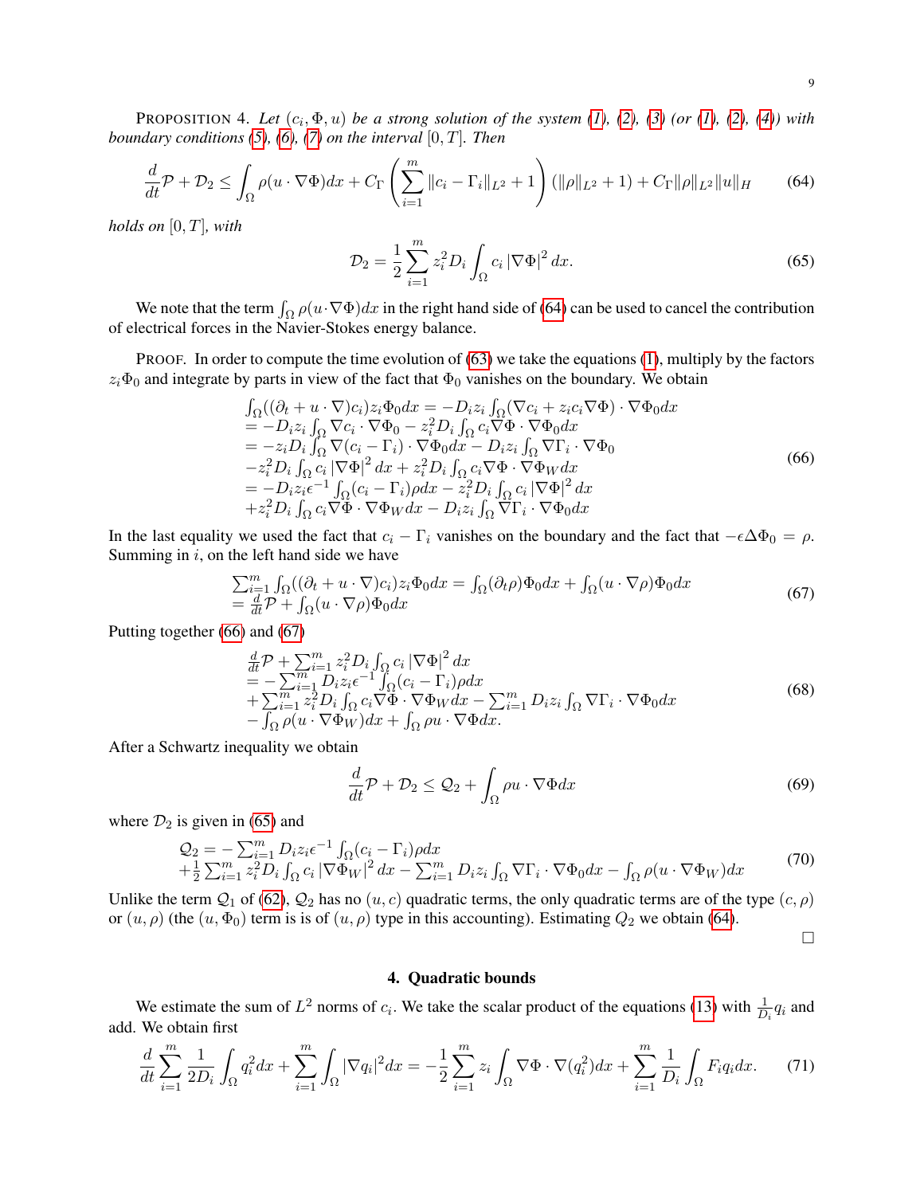PROPOSITION 4. *Let $(c_i, \Phi, u)$ be a strong solution of the system (1), (2), (3) (or (1), (2), (4)) with boundary conditions (5), (6), (7) on the interval $[0,T]$. Then*

$$
\frac{d}{dt}\mathcal{P} + \mathcal{D}_2 \le \int_\Omega \rho(u\cdot\nabla\Phi)dx + C_\Gamma\left(\sum_{i=1}^m \|c_i - \Gamma_i\|_{L^2} + 1\right)(\|\rho\|_{L^2}+1) + C_\Gamma\|\rho\|_{L^2}\|u\|_H \tag{64}
$$

*holds on $[0,T]$, with*

$$
\mathcal{D}_2 = \frac{1}{2}\sum_{i=1}^m z_i^2 D_i \int_\Omega c_i |\nabla\Phi|^2 dx. \tag{65}
$$

We note that the term $\int_\Omega \rho(u\cdot\nabla\Phi)dx$ in the right hand side of (64) can be used to cancel the contribution of electrical forces in the Navier-Stokes energy balance.

PROOF. In order to compute the time evolution of (63) we take the equations (1), multiply by the factors $z_i\Phi_0$ and integrate by parts in view of the fact that $\Phi_0$ vanishes on the boundary. We obtain

$$
\begin{array}{l}
\int_\Omega ((\partial_t + u\cdot\nabla)c_i)z_i\Phi_0 dx = -D_i z_i\int_\Omega(\nabla c_i + z_i c_i\nabla\Phi)\cdot\nabla\Phi_0 dx\\
= -D_i z_i\int_\Omega \nabla c_i\cdot\nabla\Phi_0 - z_i^2 D_i\int_\Omega c_i\nabla\Phi\cdot\nabla\Phi_0 dx\\
= -z_i D_i\int_\Omega\nabla(c_i-\Gamma_i)\cdot\nabla\Phi_0 dx - D_i z_i\int_\Omega\nabla\Gamma_i\cdot\nabla\Phi_0\\
-z_i^2 D_i\int_\Omega c_i|\nabla\Phi|^2 dx + z_i^2 D_i\int_\Omega c_i\nabla\Phi\cdot\nabla\Phi_W dx\\
= -D_i z_i\epsilon^{-1}\int_\Omega(c_i-\Gamma_i)\rho dx - z_i^2 D_i\int_\Omega c_i|\nabla\Phi|^2 dx\\
+z_i^2 D_i\int_\Omega c_i\nabla\Phi\cdot\nabla\Phi_W dx - D_i z_i\int_\Omega\nabla\Gamma_i\cdot\nabla\Phi_0 dx
\end{array}
\tag{66}
$$

In the last equality we used the fact that $c_i - \Gamma_i$ vanishes on the boundary and the fact that $-\epsilon\Delta\Phi_0 = \rho$. Summing in $i$, on the left hand side we have

$$
\begin{array}{l}
\sum_{i=1}^m\int_\Omega((\partial_t + u\cdot\nabla)c_i)z_i\Phi_0 dx = \int_\Omega(\partial_t\rho)\Phi_0 dx + \int_\Omega(u\cdot\nabla\rho)\Phi_0 dx\\
= \frac{d}{dt}\mathcal{P} + \int_\Omega(u\cdot\nabla\rho)\Phi_0 dx
\end{array}
\tag{67}
$$

Putting together (66) and (67)

$$
\begin{array}{l}
\frac{d}{dt}\mathcal{P} + \sum_{i=1}^m z_i^2 D_i\int_\Omega c_i|\nabla\Phi|^2 dx\\
= -\sum_{i=1}^m D_i z_i\epsilon^{-1}\int_\Omega(c_i-\Gamma_i)\rho dx\\
+\sum_{i=1}^m z_i^2 D_i\int_\Omega c_i\nabla\Phi\cdot\nabla\Phi_W dx - \sum_{i=1}^m D_i z_i\int_\Omega\nabla\Gamma_i\cdot\nabla\Phi_0 dx\\
-\int_\Omega\rho(u\cdot\nabla\Phi_W)dx + \int_\Omega\rho u\cdot\nabla\Phi dx.
\end{array}
\tag{68}
$$

After a Schwartz inequality we obtain

$$
\frac{d}{dt}\mathcal{P} + \mathcal{D}_2 \le \mathcal{Q}_2 + \int_\Omega \rho u\cdot\nabla\Phi dx \tag{69}
$$

where $\mathcal{D}_2$ is given in (65) and

$$
\begin{array}{l}
\mathcal{Q}_2 = -\sum_{i=1}^m D_i z_i\epsilon^{-1}\int_\Omega(c_i-\Gamma_i)\rho dx\\
+\frac{1}{2}\sum_{i=1}^m z_i^2 D_i\int_\Omega c_i|\nabla\Phi_W|^2 dx - \sum_{i=1}^m D_i z_i\int_\Omega\nabla\Gamma_i\cdot\nabla\Phi_0 dx - \int_\Omega\rho(u\cdot\nabla\Phi_W)dx
\end{array}
\tag{70}
$$

Unlike the term $\mathcal{Q}_1$ of (62), $\mathcal{Q}_2$ has no $(u,c)$ quadratic terms, the only quadratic terms are of the type $(c,\rho)$ or $(u,\rho)$ (the $(u,\Phi_0)$ term is is of $(u,\rho)$ type in this accounting). Estimating $Q_2$ we obtain (64).

□

## 4. Quadratic bounds

We estimate the sum of $L^2$ norms of $c_i$. We take the scalar product of the equations (13) with $\frac{1}{D_i}q_i$ and add. We obtain first

$$
\frac{d}{dt}\sum_{i=1}^m\frac{1}{2D_i}\int_\Omega q_i^2 dx + \sum_{i=1}^m\int_\Omega|\nabla q_i|^2 dx = -\frac{1}{2}\sum_{i=1}^m z_i\int_\Omega\nabla\Phi\cdot\nabla(q_i^2)dx + \sum_{i=1}^m\frac{1}{D_i}\int_\Omega F_i q_i dx. \tag{71}
$$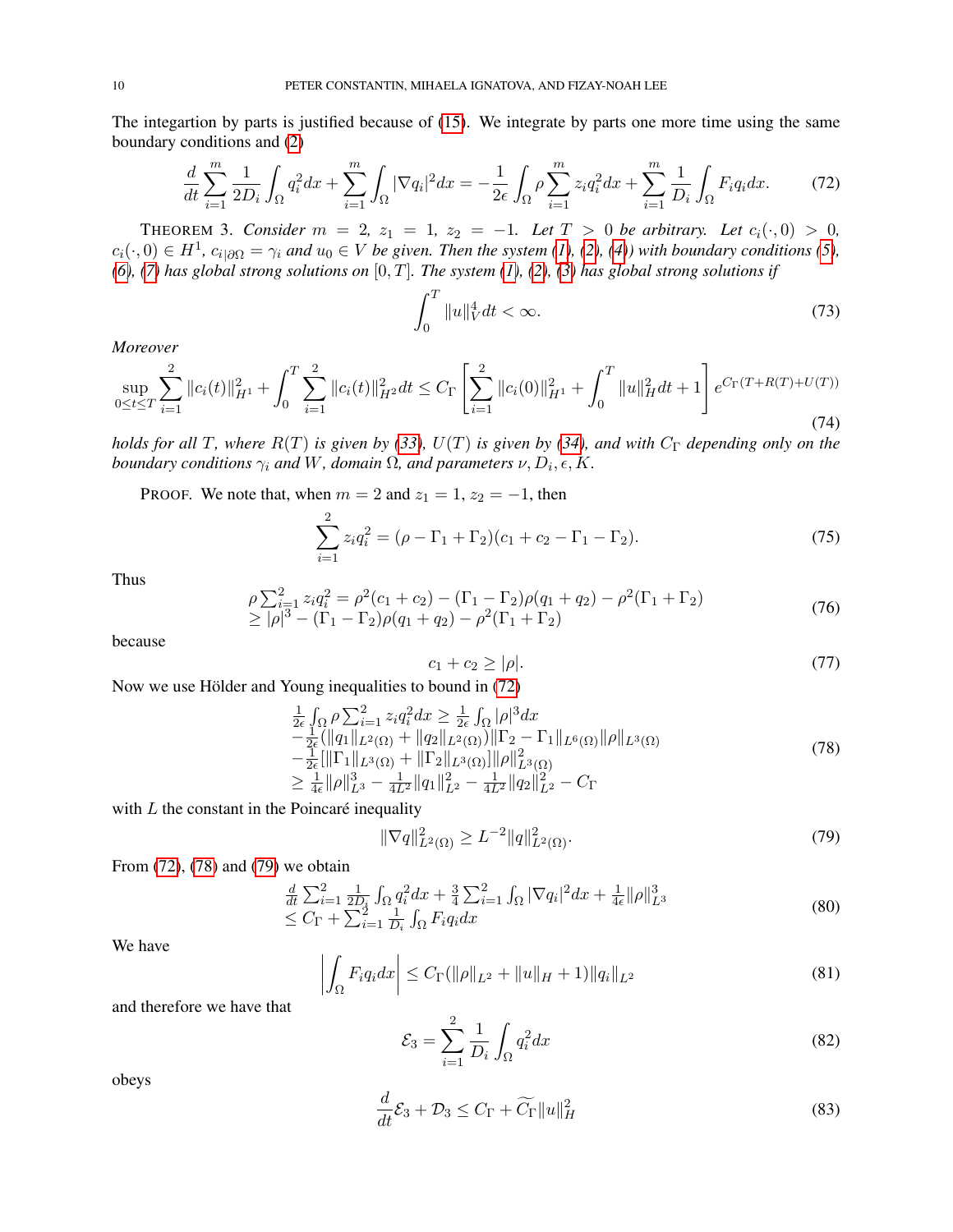The integartion by parts is justified because of (15). We integrate by parts one more time using the same boundary conditions and (2)

$$
\frac{d}{dt}\sum_{i=1}^m \frac{1}{2D_i}\int_\Omega q_i^2 dx + \sum_{i=1}^m \int_\Omega |\nabla q_i|^2 dx = -\frac{1}{2\epsilon}\int_\Omega \rho \sum_{i=1}^m z_i q_i^2 dx + \sum_{i=1}^m \frac{1}{D_i}\int_\Omega F_i q_i dx. \tag{72}
$$

THEOREM 3. *Consider $m = 2$, $z_1 = 1$, $z_2 = -1$. Let $T > 0$ be arbitrary. Let $c_i(\cdot, 0) > 0$, $c_i(\cdot, 0) \in H^1$, $c_{i|\partial\Omega} = \gamma_i$ and $u_0 \in V$ be given. Then the system (1), (2), (4)) with boundary conditions (5), (6), (7) has global strong solutions on $[0, T]$. The system (1), (2), (3) has global strong solutions if*

$$
\int_0^T \|u\|_V^4 dt < \infty. \tag{73}
$$

*Moreover*

$$
\sup_{0\le t\le T}\sum_{i=1}^2 \|c_i(t)\|_{H^1}^2 + \int_0^T \sum_{i=1}^2 \|c_i(t)\|_{H^2}^2 dt \le C_\Gamma \left[\sum_{i=1}^2 \|c_i(0)\|_{H^1}^2 + \int_0^T \|u\|_H^2 dt + 1\right] e^{C_\Gamma(T + R(T) + U(T))} \tag{74}
$$

*holds for all $T$, where $R(T)$ is given by (33), $U(T)$ is given by (34), and with $C_\Gamma$ depending only on the boundary conditions $\gamma_i$ and $W$, domain $\Omega$, and parameters $\nu, D_i, \epsilon, K$.*

PROOF. We note that, when $m = 2$ and $z_1 = 1$, $z_2 = -1$, then

$$
\sum_{i=1}^2 z_i q_i^2 = (\rho - \Gamma_1 + \Gamma_2)(c_1 + c_2 - \Gamma_1 - \Gamma_2). \tag{75}
$$

Thus

$$
\begin{array}{l}
\rho\sum_{i=1}^2 z_i q_i^2 = \rho^2(c_1 + c_2) - (\Gamma_1 - \Gamma_2)\rho(q_1 + q_2) - \rho^2(\Gamma_1 + \Gamma_2) \\
\ge |\rho|^3 - (\Gamma_1 - \Gamma_2)\rho(q_1 + q_2) - \rho^2(\Gamma_1 + \Gamma_2)
\end{array} \tag{76}
$$

because

$$
c_1 + c_2 \ge |\rho|. \tag{77}
$$

Now we use Hölder and Young inequalities to bound in (72)

$$
\begin{array}{l}
\frac{1}{2\epsilon}\int_\Omega \rho\sum_{i=1}^2 z_i q_i^2 dx \ge \frac{1}{2\epsilon}\int_\Omega |\rho|^3 dx \\
-\frac{1}{2\epsilon}(\|q_1\|_{L^2(\Omega)} + \|q_2\|_{L^2(\Omega)})\|\Gamma_2 - \Gamma_1\|_{L^6(\Omega)}\|\rho\|_{L^3(\Omega)} \\
-\frac{1}{2\epsilon}[\|\Gamma_1\|_{L^3(\Omega)} + \|\Gamma_2\|_{L^3(\Omega)}]\|\rho\|_{L^3(\Omega)}^2 \\
\ge \frac{1}{4\epsilon}\|\rho\|_{L^3}^3 - \frac{1}{4L^2}\|q_1\|_{L^2}^2 - \frac{1}{4L^2}\|q_2\|_{L^2}^2 - C_\Gamma
\end{array} \tag{78}
$$

with $L$ the constant in the Poincaré inequality

$$
\|\nabla q\|_{L^2(\Omega)}^2 \ge L^{-2}\|q\|_{L^2(\Omega)}^2. \tag{79}
$$

From (72), (78) and (79) we obtain

$$
\begin{array}{l}
\frac{d}{dt}\sum_{i=1}^2 \frac{1}{2D_i}\int_\Omega q_i^2 dx + \frac{3}{4}\sum_{i=1}^2 \int_\Omega |\nabla q_i|^2 dx + \frac{1}{4\epsilon}\|\rho\|_{L^3}^3 \\
\le C_\Gamma + \sum_{i=1}^2 \frac{1}{D_i}\int_\Omega F_i q_i dx
\end{array} \tag{80}
$$

We have

$$
\left|\int_\Omega F_i q_i dx\right| \le C_\Gamma(\|\rho\|_{L^2} + \|u\|_H + 1)\|q_i\|_{L^2} \tag{81}
$$

and therefore we have that

$$
\mathcal{E}_3 = \sum_{i=1}^2 \frac{1}{D_i}\int_\Omega q_i^2 dx \tag{82}
$$

obeys

$$
\frac{d}{dt}\mathcal{E}_3 + \mathcal{D}_3 \le C_\Gamma + \widetilde{C_\Gamma}\|u\|_H^2 \tag{83}
$$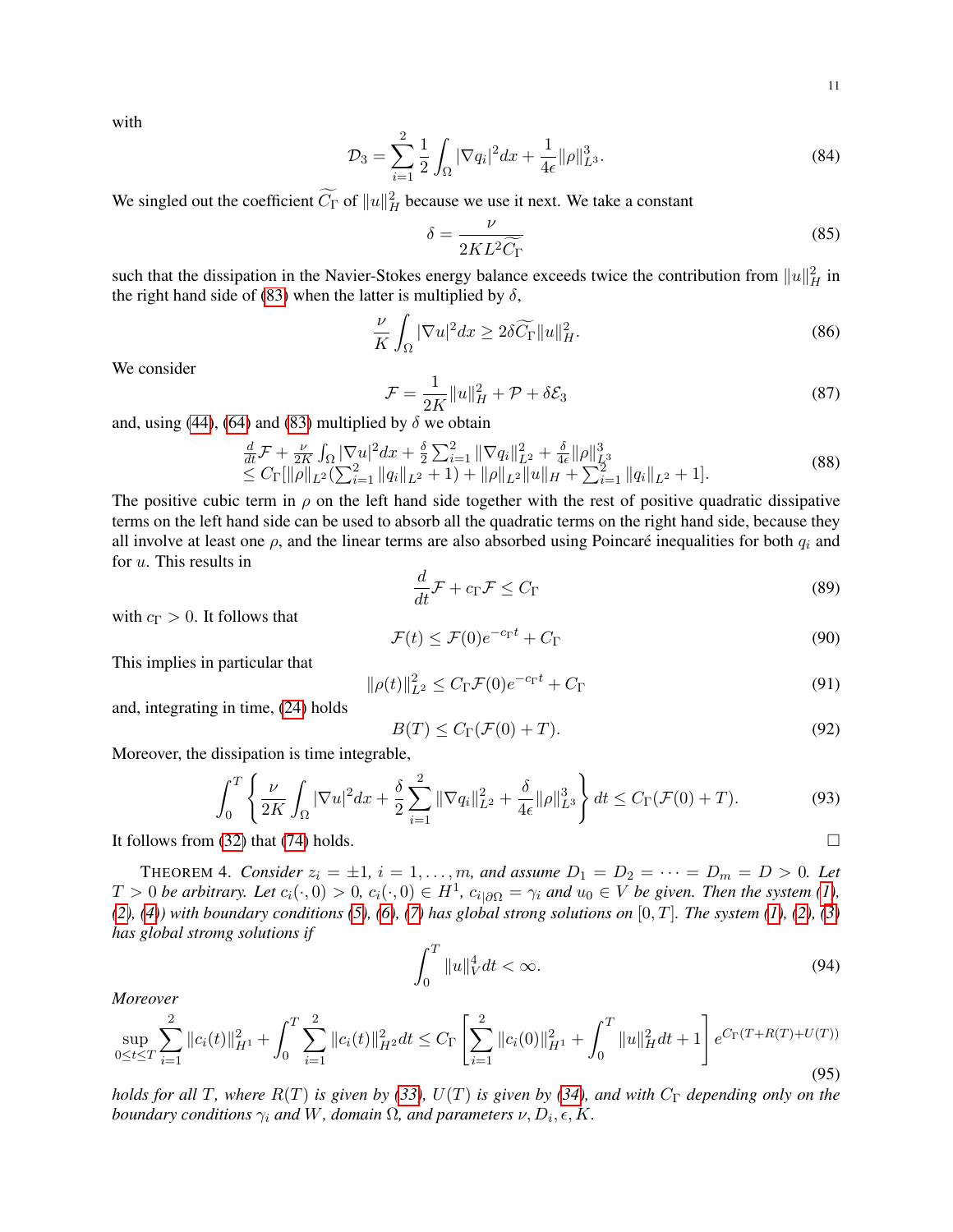with

$$\mathcal{D}_3 = \sum_{i=1}^{2} \frac{1}{2}\int_\Omega |\nabla q_i|^2 dx + \frac{1}{4\epsilon}\|\rho\|_{L^3}^3. \tag{84}$$

We singled out the coefficient $\widetilde{C_\Gamma}$ of $\|u\|_H^2$ because we use it next. We take a constant

$$\delta = \frac{\nu}{2KL^2\widetilde{C_\Gamma}} \tag{85}$$

such that the dissipation in the Navier-Stokes energy balance exceeds twice the contribution from $\|u\|_H^2$ in the right hand side of (83) when the latter is multiplied by $\delta$,

$$\frac{\nu}{K}\int_\Omega |\nabla u|^2 dx \geq 2\delta\widetilde{C_\Gamma}\|u\|_H^2. \tag{86}$$

We consider

$$\mathcal{F} = \frac{1}{2K}\|u\|_H^2 + \mathcal{P} + \delta\mathcal{E}_3 \tag{87}$$

and, using (44), (64) and (83) multiplied by $\delta$ we obtain

$$\begin{array}{l} \frac{d}{dt}\mathcal{F} + \frac{\nu}{2K}\int_\Omega |\nabla u|^2 dx + \frac{\delta}{2}\sum_{i=1}^2 \|\nabla q_i\|_{L^2}^2 + \frac{\delta}{4\epsilon}\|\rho\|_{L^3}^3 \\ \leq C_\Gamma[\|\rho\|_{L^2}(\sum_{i=1}^2 \|q_i\|_{L^2} + 1) + \|\rho\|_{L^2}\|u\|_H + \sum_{i=1}^2 \|q_i\|_{L^2} + 1]. \end{array} \tag{88}$$

The positive cubic term in $\rho$ on the left hand side together with the rest of positive quadratic dissipative terms on the left hand side can be used to absorb all the quadratic terms on the right hand side, because they all involve at least one $\rho$, and the linear terms are also absorbed using Poincaré inequalities for both $q_i$ and for $u$. This results in

$$\frac{d}{dt}\mathcal{F} + c_\Gamma\mathcal{F} \leq C_\Gamma \tag{89}$$

with $c_\Gamma > 0$. It follows that

$$\mathcal{F}(t) \leq \mathcal{F}(0)e^{-c_\Gamma t} + C_\Gamma \tag{90}$$

This implies in particular that

$$\|\rho(t)\|_{L^2}^2 \leq C_\Gamma\mathcal{F}(0)e^{-c_\Gamma t} + C_\Gamma \tag{91}$$

and, integrating in time, (24) holds

$$B(T) \leq C_\Gamma(\mathcal{F}(0) + T). \tag{92}$$

Moreover, the dissipation is time integrable,

$$\int_0^T \left\{\frac{\nu}{2K}\int_\Omega |\nabla u|^2 dx + \frac{\delta}{2}\sum_{i=1}^2 \|\nabla q_i\|_{L^2}^2 + \frac{\delta}{4\epsilon}\|\rho\|_{L^3}^3\right\} dt \leq C_\Gamma(\mathcal{F}(0) + T). \tag{93}$$

It follows from (32) that (74) holds. □

THEOREM 4. *Consider $z_i = \pm 1$, $i = 1, \ldots, m$, and assume $D_1 = D_2 = \cdots = D_m = D > 0$. Let $T > 0$ be arbitrary. Let $c_i(\cdot, 0) > 0$, $c_i(\cdot, 0) \in H^1$, $c_{i|\partial\Omega} = \gamma_i$ and $u_0 \in V$ be given. Then the system (1), (2), (4)) with boundary conditions (5), (6), (7) has global strong solutions on $[0, T]$. The system (1), (2), (3) has global stromg solutions if*

$$\int_0^T \|u\|_V^4 dt < \infty. \tag{94}$$

*Moreover*

$$\sup_{0\leq t\leq T}\sum_{i=1}^2 \|c_i(t)\|_{H^1}^2 + \int_0^T \sum_{i=1}^2 \|c_i(t)\|_{H^2}^2 dt \leq C_\Gamma\left[\sum_{i=1}^2 \|c_i(0)\|_{H^1}^2 + \int_0^T \|u\|_H^2 dt + 1\right] e^{C_\Gamma(T + R(T) + U(T))} \tag{95}$$

*holds for all $T$, where $R(T)$ is given by (33), $U(T)$ is given by (34), and with $C_\Gamma$ depending only on the boundary conditions $\gamma_i$ and $W$, domain $\Omega$, and parameters $\nu, D_i, \epsilon, K$.*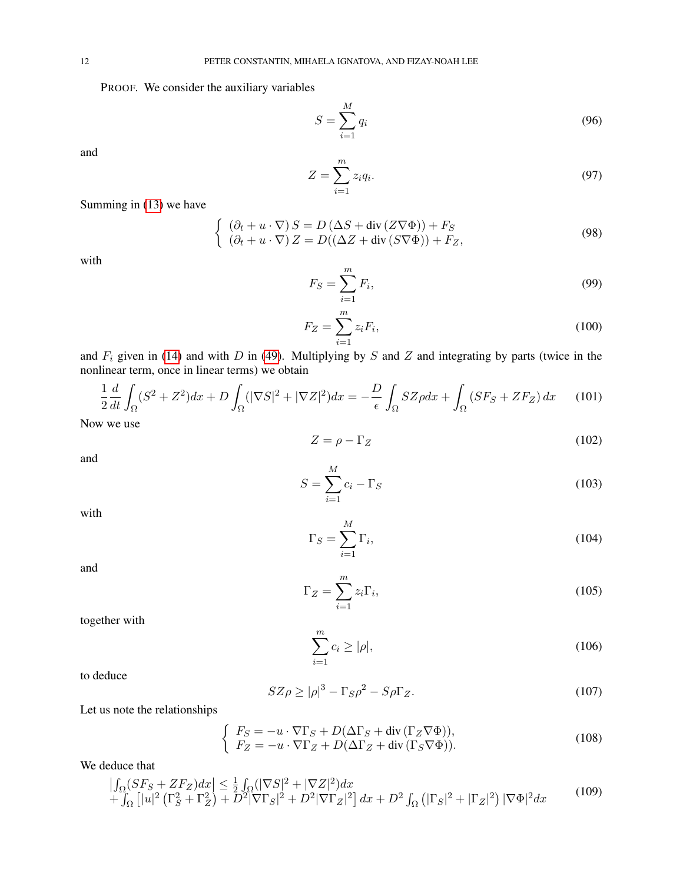PROOF. We consider the auxiliary variables

$$S = \sum_{i=1}^{M} q_i \tag{96}$$

and

$$Z = \sum_{i=1}^{m} z_i q_i. \tag{97}$$

Summing in (13) we have

$$\begin{cases} (\partial_t + u\cdot\nabla) S = D\left(\Delta S + \mathrm{div}\,(Z\nabla\Phi)\right) + F_S \\ (\partial_t + u\cdot\nabla) Z = D((\Delta Z + \mathrm{div}\,(S\nabla\Phi)) + F_Z, \end{cases} \tag{98}$$

with

$$F_S = \sum_{i=1}^{m} F_i, \tag{99}$$

$$F_Z = \sum_{i=1}^{m} z_i F_i, \tag{100}$$

and $F_i$ given in (14) and with $D$ in (49). Multiplying by $S$ and $Z$ and integrating by parts (twice in the nonlinear term, once in linear terms) we obtain

$$\frac{1}{2}\frac{d}{dt}\int_\Omega (S^2+Z^2)dx + D\int_\Omega (|\nabla S|^2 + |\nabla Z|^2)dx = -\frac{D}{\epsilon}\int_\Omega SZ\rho dx + \int_\Omega (SF_S + ZF_Z)\,dx \tag{101}$$

Now we use

$$Z = \rho - \Gamma_Z \tag{102}$$

and

$$S = \sum_{i=1}^{M} c_i - \Gamma_S \tag{103}$$

with

$$\Gamma_S = \sum_{i=1}^{M}\Gamma_i, \tag{104}$$

and

$$\Gamma_Z = \sum_{i=1}^{m} z_i\Gamma_i, \tag{105}$$

together with

$$\sum_{i=1}^{m} c_i \ge |\rho|, \tag{106}$$

to deduce

$$SZ\rho \ge |\rho|^3 - \Gamma_S\rho^2 - S\rho\Gamma_Z. \tag{107}$$

Let us note the relationships

$$\begin{cases} F_S = -u\cdot\nabla\Gamma_S + D(\Delta\Gamma_S + \mathrm{div}\,(\Gamma_Z\nabla\Phi)), \\ F_Z = -u\cdot\nabla\Gamma_Z + D(\Delta\Gamma_Z + \mathrm{div}\,(\Gamma_S\nabla\Phi)). \end{cases} \tag{108}$$

We deduce that

$$\begin{aligned} &\left|\int_\Omega (SF_S + ZF_Z)dx\right| \le \tfrac{1}{2}\int_\Omega (|\nabla S|^2 + |\nabla Z|^2)dx \\ &+ \int_\Omega \left[|u|^2\left(\Gamma_S^2 + \Gamma_Z^2\right) + D^2|\nabla\Gamma_S|^2 + D^2|\nabla\Gamma_Z|^2\right]dx + D^2\int_\Omega \left(|\Gamma_S|^2 + |\Gamma_Z|^2\right)|\nabla\Phi|^2 dx \end{aligned} \tag{109}$$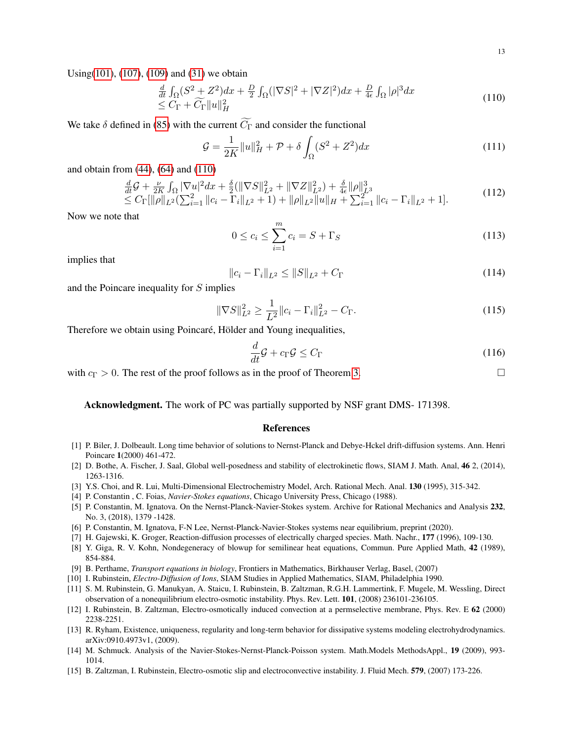Using(101), (107), (109) and (31) we obtain

$$
\begin{array}{l}
\frac{d}{dt}\int_{\Omega}(S^2+Z^2)dx + \frac{D}{2}\int_{\Omega}(|\nabla S|^2+|\nabla Z|^2)dx + \frac{D}{4\epsilon}\int_{\Omega}|\rho|^3dx \\
\le C_{\Gamma} + \widetilde{C_{\Gamma}}\|u\|_H^2
\end{array}
\tag{110}
$$

We take $\delta$ defined in (85) with the current $\widetilde{C_{\Gamma}}$ and consider the functional

$$
\mathcal{G} = \frac{1}{2K}\|u\|_H^2 + \mathcal{P} + \delta\int_{\Omega}(S^2+Z^2)dx \tag{111}
$$

and obtain from (44), (64) and (110)

$$
\begin{array}{l}
\frac{d}{dt}\mathcal{G} + \frac{\nu}{2K}\int_{\Omega}|\nabla u|^2dx + \frac{\delta}{2}(\|\nabla S\|_{L^2}^2 + \|\nabla Z\|_{L^2}^2) + \frac{\delta}{4\epsilon}\|\rho\|_{L^3}^3 \\
\le C_{\Gamma}[\|\rho\|_{L^2}(\sum_{i=1}^{2}\|c_i-\Gamma_i\|_{L^2}+1) + \|\rho\|_{L^2}\|u\|_H + \sum_{i=1}^{2}\|c_i-\Gamma_i\|_{L^2}+1].
\end{array}
\tag{112}
$$

Now we note that

$$
0 \le c_i \le \sum_{i=1}^{m} c_i = S + \Gamma_S \tag{113}
$$

implies that

$$
\|c_i - \Gamma_i\|_{L^2} \le \|S\|_{L^2} + C_{\Gamma} \tag{114}
$$

and the Poincare inequality for $S$ implies

$$
\|\nabla S\|_{L^2}^2 \ge \frac{1}{L^2}\|c_i-\Gamma_i\|_{L^2}^2 - C_{\Gamma}. \tag{115}
$$

Therefore we obtain using Poincaré, Hölder and Young inequalities,

$$
\frac{d}{dt}\mathcal{G} + c_{\Gamma}\mathcal{G} \le C_{\Gamma} \tag{116}
$$

with $c_{\Gamma} > 0$. The rest of the proof follows as in the proof of Theorem 3. □

**Acknowledgment.** The work of PC was partially supported by NSF grant DMS- 171398.

## References

[1] P. Biler, J. Dolbeault. Long time behavior of solutions to Nernst-Planck and Debye-Hckel drift-diffusion systems. Ann. Henri Poincare **1**(2000) 461-472.

[2] D. Bothe, A. Fischer, J. Saal, Global well-posedness and stability of electrokinetic flows, SIAM J. Math. Anal, **46** 2, (2014), 1263-1316.

[3] Y.S. Choi, and R. Lui, Multi-Dimensional Electrochemistry Model, Arch. Rational Mech. Anal. **130** (1995), 315-342.

[4] P. Constantin , C. Foias, *Navier-Stokes equations*, Chicago University Press, Chicago (1988).

[5] P. Constantin, M. Ignatova. On the Nernst-Planck-Navier-Stokes system. Archive for Rational Mechanics and Analysis **232**, No. 3, (2018), 1379 -1428.

[6] P. Constantin, M. Ignatova, F-N Lee, Nernst-Planck-Navier-Stokes systems near equilibrium, preprint (2020).

[7] H. Gajewski, K. Groger, Reaction-diffusion processes of electrically charged species. Math. Nachr., **177** (1996), 109-130.

[8] Y. Giga, R. V. Kohn, Nondegeneracy of blowup for semilinear heat equations, Commun. Pure Applied Math, **42** (1989), 854-884.

[9] B. Perthame, *Transport equations in biology*, Frontiers in Mathematics, Birkhauser Verlag, Basel, (2007)

[10] I. Rubinstein, *Electro-Diffusion of Ions*, SIAM Studies in Applied Mathematics, SIAM, Philadelphia 1990.

[11] S. M. Rubinstein, G. Manukyan, A. Staicu, I. Rubinstein, B. Zaltzman, R.G.H. Lammertink, F. Mugele, M. Wessling, Direct observation of a nonequilibrium electro-osmotic instability. Phys. Rev. Lett. **101**, (2008) 236101-236105.

[12] I. Rubinstein, B. Zaltzman, Electro-osmotically induced convection at a permselective membrane, Phys. Rev. E **62** (2000) 2238-2251.

[13] R. Ryham, Existence, uniqueness, regularity and long-term behavior for dissipative systems modeling electrohydrodynamics. arXiv:0910.4973v1, (2009).

[14] M. Schmuck. Analysis of the Navier-Stokes-Nernst-Planck-Poisson system. Math.Models MethodsAppl., **19** (2009), 993-1014.

[15] B. Zaltzman, I. Rubinstein, Electro-osmotic slip and electroconvective instability. J. Fluid Mech. **579**, (2007) 173-226.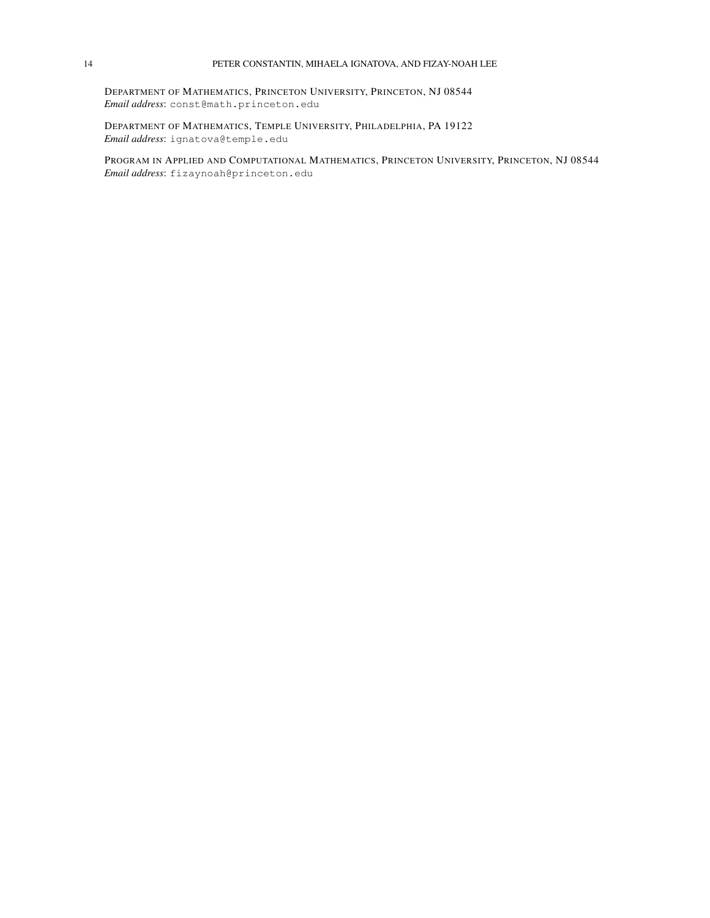DEPARTMENT OF MATHEMATICS, PRINCETON UNIVERSITY, PRINCETON, NJ 08544
*Email address*: const@math.princeton.edu

DEPARTMENT OF MATHEMATICS, TEMPLE UNIVERSITY, PHILADELPHIA, PA 19122
*Email address*: ignatova@temple.edu

PROGRAM IN APPLIED AND COMPUTATIONAL MATHEMATICS, PRINCETON UNIVERSITY, PRINCETON, NJ 08544
*Email address*: fizaynoah@princeton.edu